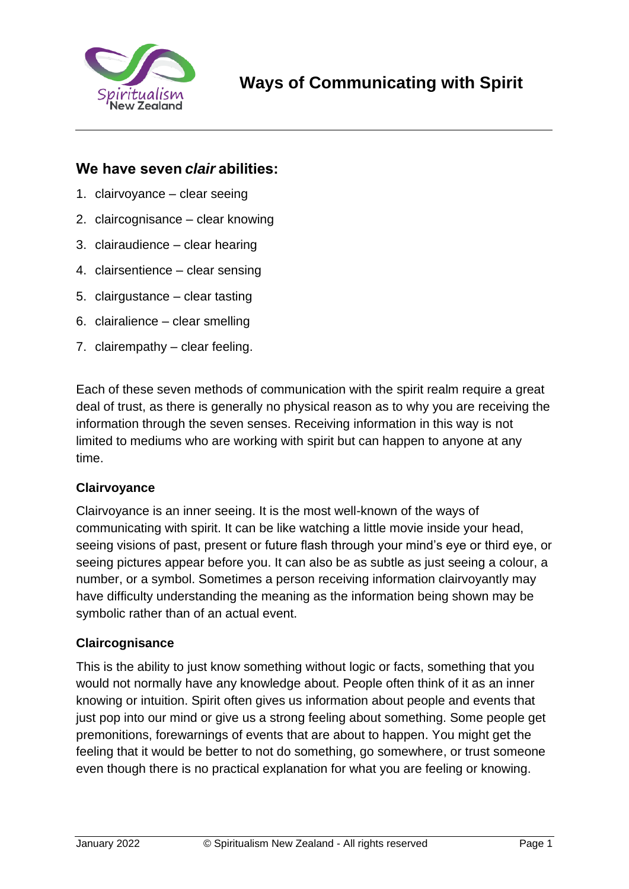# Ways of Communicating with Spirit

## We have seven *clair* abilities:

1. clairvoyance – clear seeing
2. claircognisance – clear knowing
3. clairaudience – clear hearing
4. clairsentience – clear sensing
5. clairgustance – clear tasting
6. clairalience – clear smelling
7. clairempathy – clear feeling.

Each of these seven methods of communication with the spirit realm require a great deal of trust, as there is generally no physical reason as to why you are receiving the information through the seven senses. Receiving information in this way is not limited to mediums who are working with spirit but can happen to anyone at any time.

### Clairvoyance

Clairvoyance is an inner seeing. It is the most well-known of the ways of communicating with spirit. It can be like watching a little movie inside your head, seeing visions of past, present or future flash through your mind's eye or third eye, or seeing pictures appear before you. It can also be as subtle as just seeing a colour, a number, or a symbol. Sometimes a person receiving information clairvoyantly may have difficulty understanding the meaning as the information being shown may be symbolic rather than of an actual event.

### Claircognisance

This is the ability to just know something without logic or facts, something that you would not normally have any knowledge about. People often think of it as an inner knowing or intuition. Spirit often gives us information about people and events that just pop into our mind or give us a strong feeling about something. Some people get premonitions, forewarnings of events that are about to happen. You might get the feeling that it would be better to not do something, go somewhere, or trust someone even though there is no practical explanation for what you are feeling or knowing.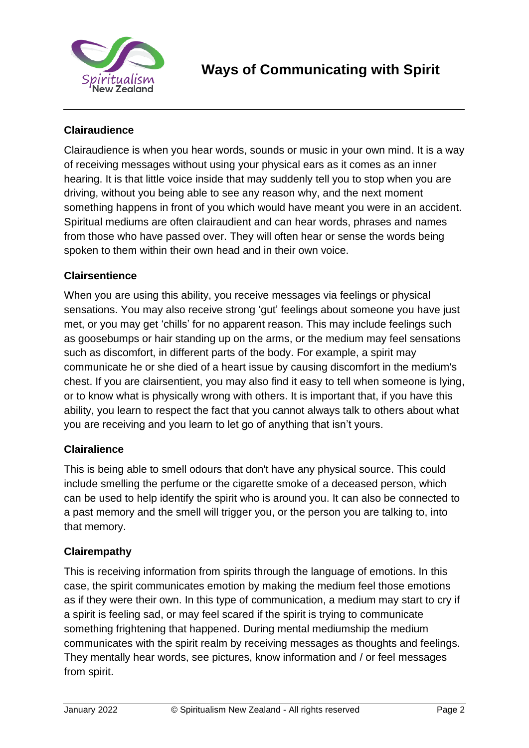# Ways of Communicating with Spirit

## Clairaudience

Clairaudience is when you hear words, sounds or music in your own mind. It is a way of receiving messages without using your physical ears as it comes as an inner hearing. It is that little voice inside that may suddenly tell you to stop when you are driving, without you being able to see any reason why, and the next moment something happens in front of you which would have meant you were in an accident. Spiritual mediums are often clairaudient and can hear words, phrases and names from those who have passed over. They will often hear or sense the words being spoken to them within their own head and in their own voice.

## Clairsentience

When you are using this ability, you receive messages via feelings or physical sensations. You may also receive strong 'gut' feelings about someone you have just met, or you may get 'chills' for no apparent reason. This may include feelings such as goosebumps or hair standing up on the arms, or the medium may feel sensations such as discomfort, in different parts of the body. For example, a spirit may communicate he or she died of a heart issue by causing discomfort in the medium's chest. If you are clairsentient, you may also find it easy to tell when someone is lying, or to know what is physically wrong with others. It is important that, if you have this ability, you learn to respect the fact that you cannot always talk to others about what you are receiving and you learn to let go of anything that isn't yours.

## Clairalience

This is being able to smell odours that don't have any physical source. This could include smelling the perfume or the cigarette smoke of a deceased person, which can be used to help identify the spirit who is around you. It can also be connected to a past memory and the smell will trigger you, or the person you are talking to, into that memory.

## Clairempathy

This is receiving information from spirits through the language of emotions. In this case, the spirit communicates emotion by making the medium feel those emotions as if they were their own. In this type of communication, a medium may start to cry if a spirit is feeling sad, or may feel scared if the spirit is trying to communicate something frightening that happened. During mental mediumship the medium communicates with the spirit realm by receiving messages as thoughts and feelings. They mentally hear words, see pictures, know information and / or feel messages from spirit.